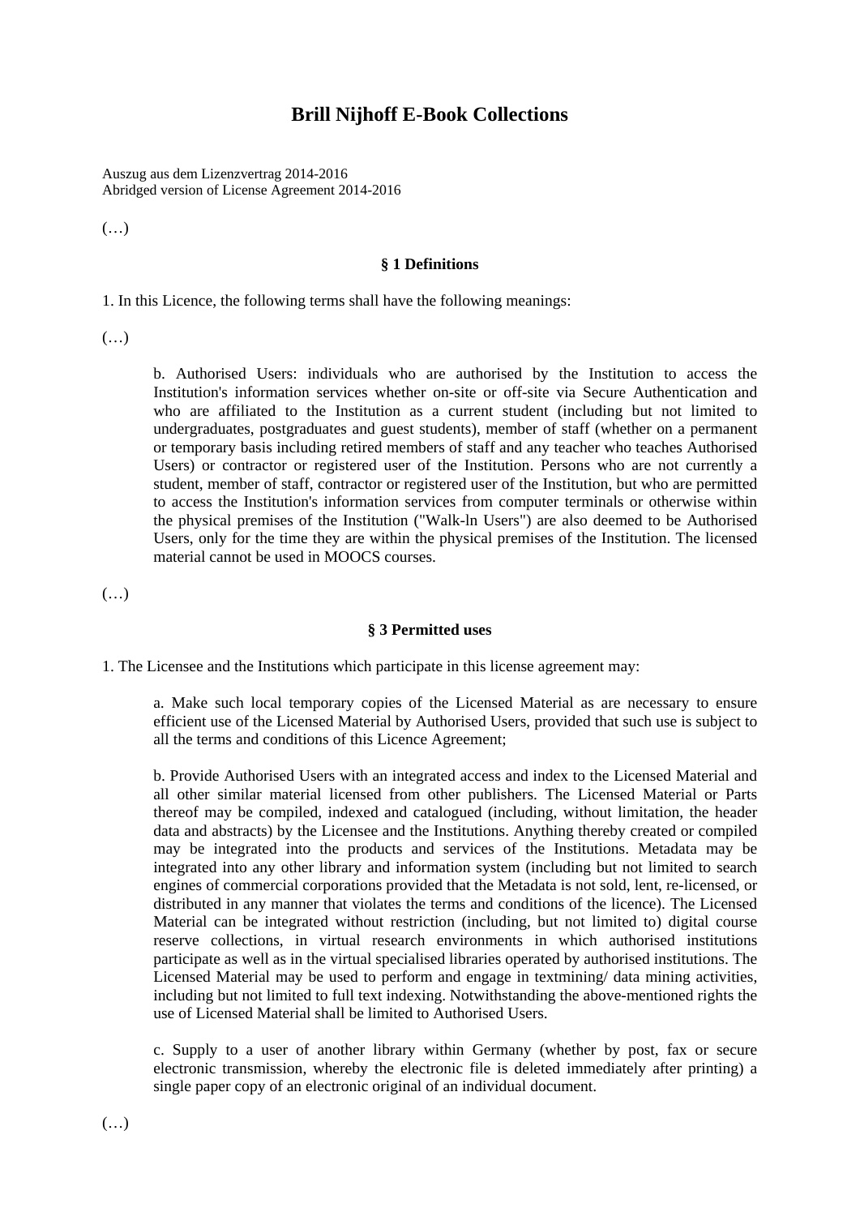# Brill Nijhoff E-Book Collections

Auszug aus dem Lizenzvertrag 2014-2016
Abridged version of License Agreement 2014-2016

(…)

### § 1 Definitions

1. In this Licence, the following terms shall have the following meanings:

(…)

> b. Authorised Users: individuals who are authorised by the Institution to access the Institution's information services whether on-site or off-site via Secure Authentication and who are affiliated to the Institution as a current student (including but not limited to undergraduates, postgraduates and guest students), member of staff (whether on a permanent or temporary basis including retired members of staff and any teacher who teaches Authorised Users) or contractor or registered user of the Institution. Persons who are not currently a student, member of staff, contractor or registered user of the Institution, but who are permitted to access the Institution's information services from computer terminals or otherwise within the physical premises of the Institution ("Walk-ln Users") are also deemed to be Authorised Users, only for the time they are within the physical premises of the Institution. The licensed material cannot be used in MOOCS courses.

(…)

### § 3 Permitted uses

1. The Licensee and the Institutions which participate in this license agreement may:

> a. Make such local temporary copies of the Licensed Material as are necessary to ensure efficient use of the Licensed Material by Authorised Users, provided that such use is subject to all the terms and conditions of this Licence Agreement;
>
> b. Provide Authorised Users with an integrated access and index to the Licensed Material and all other similar material licensed from other publishers. The Licensed Material or Parts thereof may be compiled, indexed and catalogued (including, without limitation, the header data and abstracts) by the Licensee and the Institutions. Anything thereby created or compiled may be integrated into the products and services of the Institutions. Metadata may be integrated into any other library and information system (including but not limited to search engines of commercial corporations provided that the Metadata is not sold, lent, re-licensed, or distributed in any manner that violates the terms and conditions of the licence). The Licensed Material can be integrated without restriction (including, but not limited to) digital course reserve collections, in virtual research environments in which authorised institutions participate as well as in the virtual specialised libraries operated by authorised institutions. The Licensed Material may be used to perform and engage in textmining/ data mining activities, including but not limited to full text indexing. Notwithstanding the above-mentioned rights the use of Licensed Material shall be limited to Authorised Users.
>
> c. Supply to a user of another library within Germany (whether by post, fax or secure electronic transmission, whereby the electronic file is deleted immediately after printing) a single paper copy of an electronic original of an individual document.

(…)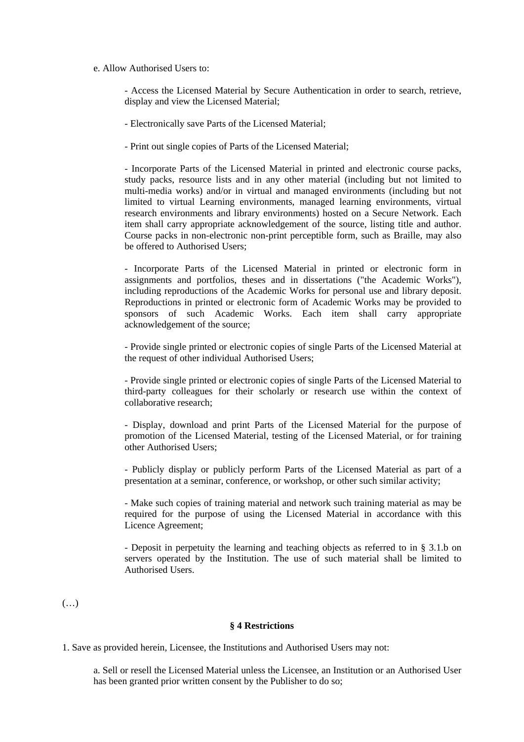e. Allow Authorised Users to:

- Access the Licensed Material by Secure Authentication in order to search, retrieve, display and view the Licensed Material;

- Electronically save Parts of the Licensed Material;

- Print out single copies of Parts of the Licensed Material;

- Incorporate Parts of the Licensed Material in printed and electronic course packs, study packs, resource lists and in any other material (including but not limited to multi-media works) and/or in virtual and managed environments (including but not limited to virtual Learning environments, managed learning environments, virtual research environments and library environments) hosted on a Secure Network. Each item shall carry appropriate acknowledgement of the source, listing title and author. Course packs in non-electronic non-print perceptible form, such as Braille, may also be offered to Authorised Users;

- Incorporate Parts of the Licensed Material in printed or electronic form in assignments and portfolios, theses and in dissertations ("the Academic Works"), including reproductions of the Academic Works for personal use and library deposit. Reproductions in printed or electronic form of Academic Works may be provided to sponsors of such Academic Works. Each item shall carry appropriate acknowledgement of the source;

- Provide single printed or electronic copies of single Parts of the Licensed Material at the request of other individual Authorised Users;

- Provide single printed or electronic copies of single Parts of the Licensed Material to third-party colleagues for their scholarly or research use within the context of collaborative research;

- Display, download and print Parts of the Licensed Material for the purpose of promotion of the Licensed Material, testing of the Licensed Material, or for training other Authorised Users;

- Publicly display or publicly perform Parts of the Licensed Material as part of a presentation at a seminar, conference, or workshop, or other such similar activity;

- Make such copies of training material and network such training material as may be required for the purpose of using the Licensed Material in accordance with this Licence Agreement;

- Deposit in perpetuity the learning and teaching objects as referred to in § 3.1.b on servers operated by the Institution. The use of such material shall be limited to Authorised Users.

(…)

### § 4 Restrictions

1. Save as provided herein, Licensee, the Institutions and Authorised Users may not:

a. Sell or resell the Licensed Material unless the Licensee, an Institution or an Authorised User has been granted prior written consent by the Publisher to do so;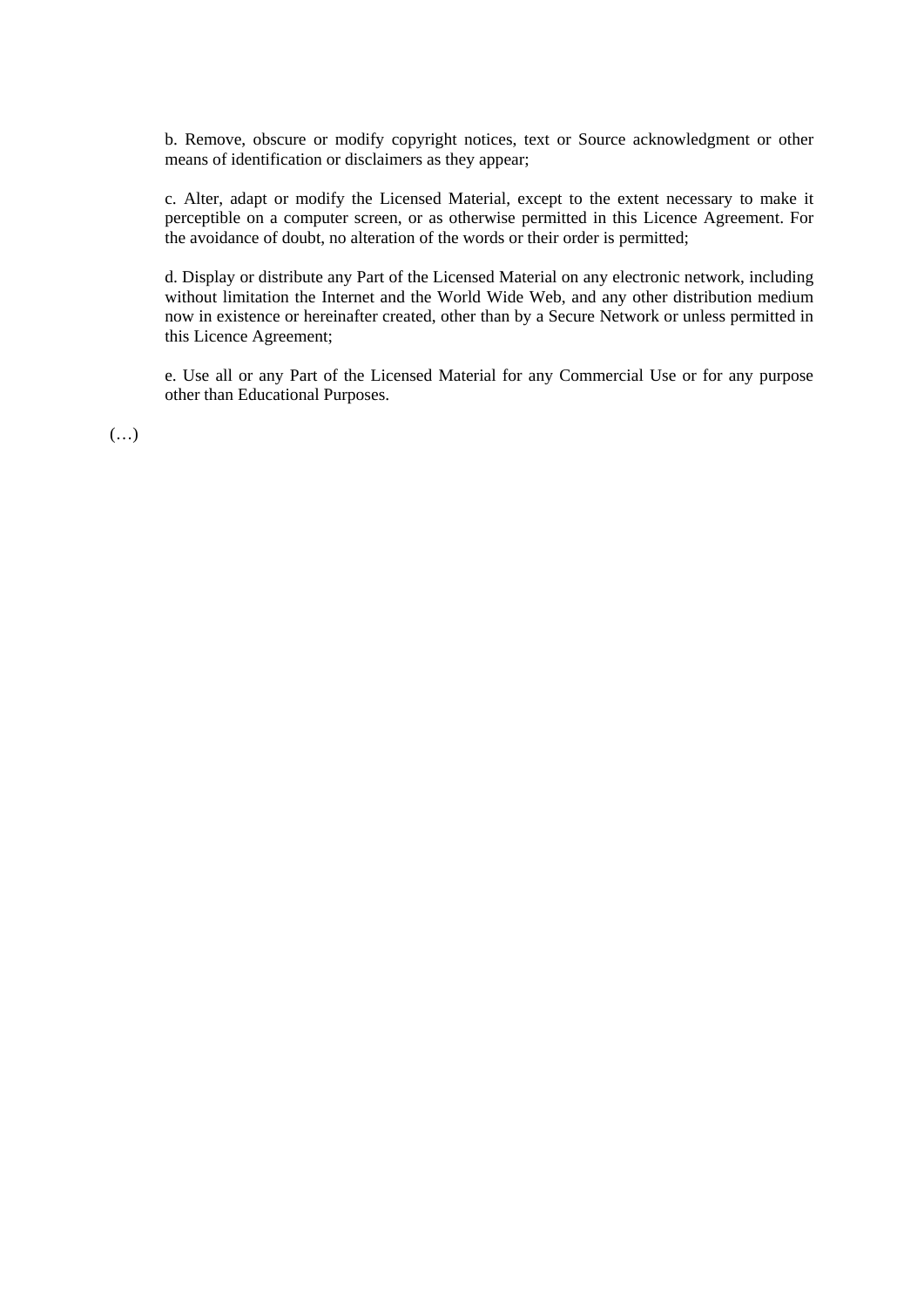b. Remove, obscure or modify copyright notices, text or Source acknowledgment or other means of identification or disclaimers as they appear;

c. Alter, adapt or modify the Licensed Material, except to the extent necessary to make it perceptible on a computer screen, or as otherwise permitted in this Licence Agreement. For the avoidance of doubt, no alteration of the words or their order is permitted;

d. Display or distribute any Part of the Licensed Material on any electronic network, including without limitation the Internet and the World Wide Web, and any other distribution medium now in existence or hereinafter created, other than by a Secure Network or unless permitted in this Licence Agreement;

e. Use all or any Part of the Licensed Material for any Commercial Use or for any purpose other than Educational Purposes.

(…)